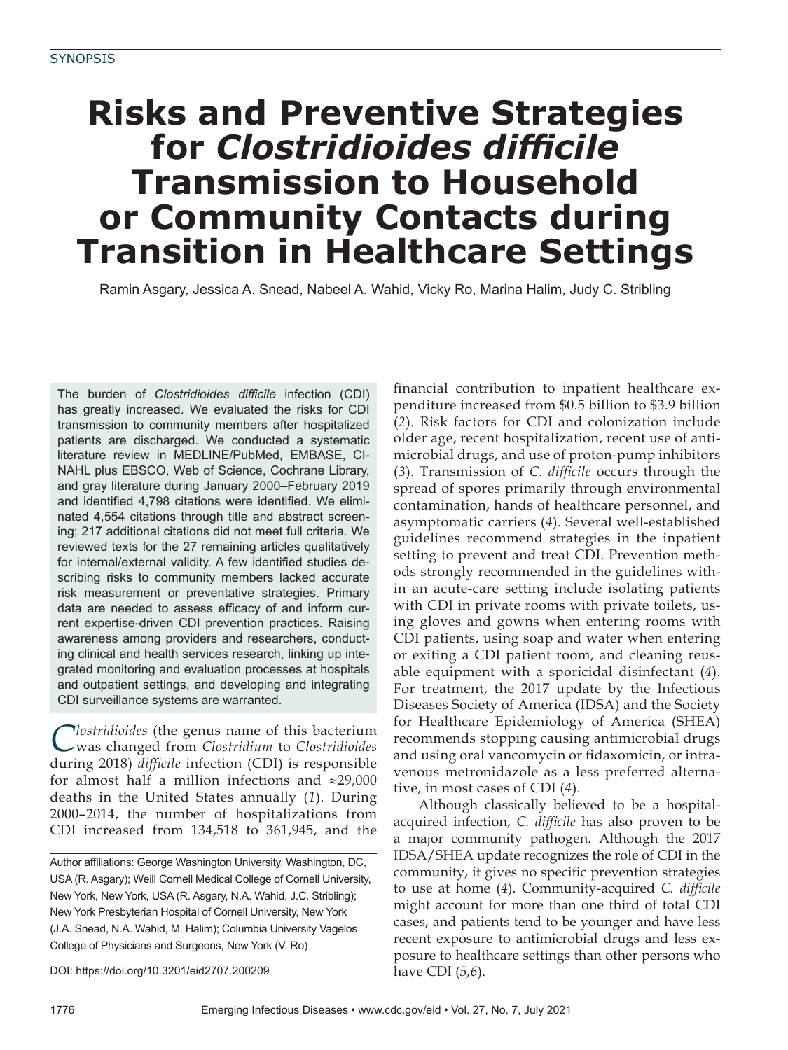SYNOPSIS

# Risks and Preventive Strategies for *Clostridioides difficile* Transmission to Household or Community Contacts during Transition in Healthcare Settings

Ramin Asgary, Jessica A. Snead, Nabeel A. Wahid, Vicky Ro, Marina Halim, Judy C. Stribling

The burden of *Clostridioides difficile* infection (CDI) has greatly increased. We evaluated the risks for CDI transmission to community members after hospitalized patients are discharged. We conducted a systematic literature review in MEDLINE/PubMed, EMBASE, CINAHL plus EBSCO, Web of Science, Cochrane Library, and gray literature during January 2000–February 2019 and identified 4,798 citations were identified. We eliminated 4,554 citations through title and abstract screening; 217 additional citations did not meet full criteria. We reviewed texts for the 27 remaining articles qualitatively for internal/external validity. A few identified studies describing risks to community members lacked accurate risk measurement or preventative strategies. Primary data are needed to assess efficacy of and inform current expertise-driven CDI prevention practices. Raising awareness among providers and researchers, conducting clinical and health services research, linking up integrated monitoring and evaluation processes at hospitals and outpatient settings, and developing and integrating CDI surveillance systems are warranted.

*Clostridioides* (the genus name of this bacterium was changed from *Clostridium* to *Clostridioides* during 2018) *difficile* infection (CDI) is responsible for almost half a million infections and ≈29,000 deaths in the United States annually (*1*). During 2000–2014, the number of hospitalizations from CDI increased from 134,518 to 361,945, and the financial contribution to inpatient healthcare expenditure increased from \$0.5 billion to \$3.9 billion (*2*). Risk factors for CDI and colonization include older age, recent hospitalization, recent use of antimicrobial drugs, and use of proton-pump inhibitors (*3*). Transmission of *C. difficile* occurs through the spread of spores primarily through environmental contamination, hands of healthcare personnel, and asymptomatic carriers (*4*). Several well-established guidelines recommend strategies in the inpatient setting to prevent and treat CDI. Prevention methods strongly recommended in the guidelines within an acute-care setting include isolating patients with CDI in private rooms with private toilets, using gloves and gowns when entering rooms with CDI patients, using soap and water when entering or exiting a CDI patient room, and cleaning reusable equipment with a sporicidal disinfectant (*4*). For treatment, the 2017 update by the Infectious Diseases Society of America (IDSA) and the Society for Healthcare Epidemiology of America (SHEA) recommends stopping causing antimicrobial drugs and using oral vancomycin or fidaxomicin, or intravenous metronidazole as a less preferred alternative, in most cases of CDI (*4*).

Although classically believed to be a hospital-acquired infection, *C. difficile* has also proven to be a major community pathogen. Although the 2017 IDSA/SHEA update recognizes the role of CDI in the community, it gives no specific prevention strategies to use at home (*4*). Community-acquired *C. difficile* might account for more than one third of total CDI cases, and patients tend to be younger and have less recent exposure to antimicrobial drugs and less exposure to healthcare settings than other persons who have CDI (*5,6*).

Author affiliations: George Washington University, Washington, DC, USA (R. Asgary); Weill Cornell Medical College of Cornell University, New York, New York, USA (R. Asgary, N.A. Wahid, J.C. Stribling); New York Presbyterian Hospital of Cornell University, New York (J.A. Snead, N.A. Wahid, M. Halim); Columbia University Vagelos College of Physicians and Surgeons, New York (V. Ro)

DOI: https://doi.org/10.3201/eid2707.200209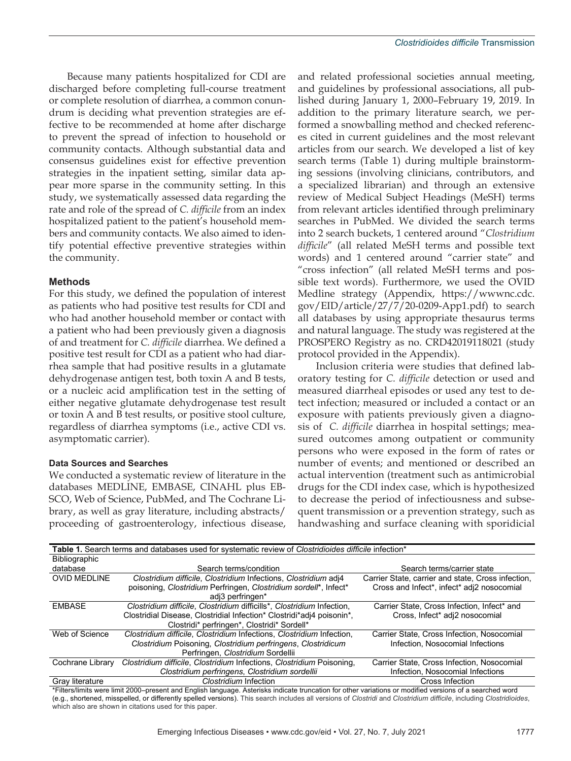Because many patients hospitalized for CDI are discharged before completing full-course treatment or complete resolution of diarrhea, a common conundrum is deciding what prevention strategies are effective to be recommended at home after discharge to prevent the spread of infection to household or community contacts. Although substantial data and consensus guidelines exist for effective prevention strategies in the inpatient setting, similar data appear more sparse in the community setting. In this study, we systematically assessed data regarding the rate and role of the spread of *C. difficile* from an index hospitalized patient to the patient's household members and community contacts. We also aimed to identify potential effective preventive strategies within the community.

## Methods

For this study, we defined the population of interest as patients who had positive test results for CDI and who had another household member or contact with a patient who had been previously given a diagnosis of and treatment for *C. difficile* diarrhea. We defined a positive test result for CDI as a patient who had diarrhea sample that had positive results in a glutamate dehydrogenase antigen test, both toxin A and B tests, or a nucleic acid amplification test in the setting of either negative glutamate dehydrogenase test result or toxin A and B test results, or positive stool culture, regardless of diarrhea symptoms (i.e., active CDI vs. asymptomatic carrier).

### Data Sources and Searches

We conducted a systematic review of literature in the databases MEDLINE, EMBASE, CINAHL plus EBSCO, Web of Science, PubMed, and The Cochrane Library, as well as gray literature, including abstracts/proceeding of gastroenterology, infectious disease, and related professional societies annual meeting, and guidelines by professional associations, all published during January 1, 2000–February 19, 2019. In addition to the primary literature search, we performed a snowballing method and checked references cited in current guidelines and the most relevant articles from our search. We developed a list of key search terms (Table 1) during multiple brainstorming sessions (involving clinicians, contributors, and a specialized librarian) and through an extensive review of Medical Subject Headings (MeSH) terms from relevant articles identified through preliminary searches in PubMed. We divided the search terms into 2 search buckets, 1 centered around "*Clostridium difficile*" (all related MeSH terms and possible text words) and 1 centered around "carrier state" and "cross infection" (all related MeSH terms and possible text words). Furthermore, we used the OVID Medline strategy (Appendix, https://wwwnc.cdc.gov/EID/article/27/7/20-0209-App1.pdf) to search all databases by using appropriate thesaurus terms and natural language. The study was registered at the PROSPERO Registry as no. CRD42019118021 (study protocol provided in the Appendix).

Inclusion criteria were studies that defined laboratory testing for *C. difficile* detection or used and measured diarrheal episodes or used any test to detect infection; measured or included a contact or an exposure with patients previously given a diagnosis of *C. difficile* diarrhea in hospital settings; measured outcomes among outpatient or community persons who were exposed in the form of rates or number of events; and mentioned or described an actual intervention (treatment such as antimicrobial drugs for the CDI index case, which is hypothesized to decrease the period of infectiousness and subsequent transmission or a prevention strategy, such as handwashing and surface cleaning with sporidicial

**Table 1.** Search terms and databases used for systematic review of *Clostridioides difficile* infection*

| Bibliographic database | Search terms/condition | Search terms/carrier state |
|---|---|---|
| OVID MEDLINE | *Clostridium difficile*, *Clostridium* Infections, *Clostridium* adj4 poisoning, *Clostridium* Perfringen, *Clostridium sordell*\*, Infect\* adj3 perfringen\* | Carrier State, carrier and state, Cross infection, Cross and Infect\*, infect\* adj2 nosocomial |
| EMBASE | *Clostridium difficile*, *Clostridium* difficills\*, *Clostridium* Infection, Clostridial Disease, Clostridial Infection\* Clostridi\*adj4 poisonin\*, Clostridi\* perfringen\*, Clostridi\* Sordell\* | Carrier State, Cross Infection, Infect\* and Cross, Infect\* adj2 nosocomial |
| Web of Science | *Clostridium difficile*, *Clostridium* Infections, *Clostridium* Infection, *Clostridium* Poisoning, *Clostridium perfringens*, *Clostridicum* Perfringen, *Clostridium* Sordellii | Carrier State, Cross Infection, Nosocomial Infection, Nosocomial Infections |
| Cochrane Library | *Clostridium difficile*, *Clostridium* Infections, *Clostridium* Poisoning, *Clostridium perfringens*, *Clostridium sordellii* | Carrier State, Cross Infection, Nosocomial Infection, Nosocomial Infections |
| Gray literature | *Clostridium* Infection | Cross Infection |

*Filters/limits were limit 2000–present and English language. Asterisks indicate truncation for other variations or modified versions of a searched word (e.g., shortened, misspelled, or differently spelled versions). This search includes all versions of *Clostridi* and *Clostridium difficile*, including *Clostridioides*, which also are shown in citations used for this paper.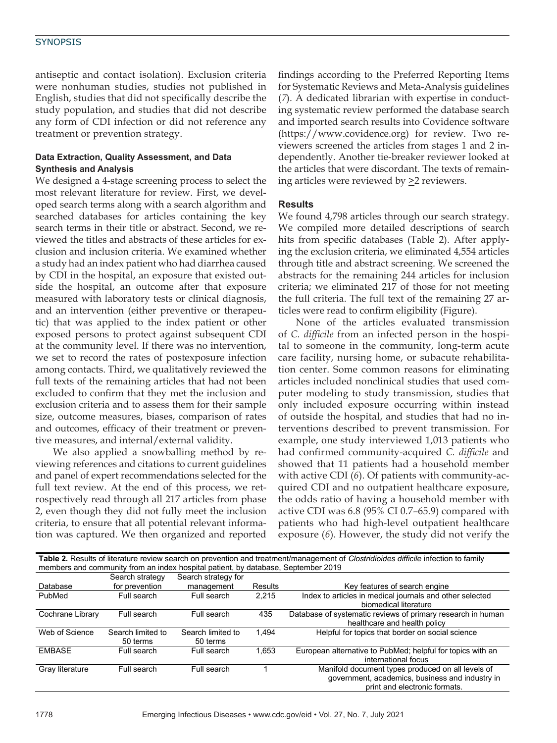antiseptic and contact isolation). Exclusion criteria were nonhuman studies, studies not published in English, studies that did not specifically describe the study population, and studies that did not describe any form of CDI infection or did not reference any treatment or prevention strategy.

### Data Extraction, Quality Assessment, and Data Synthesis and Analysis

We designed a 4-stage screening process to select the most relevant literature for review. First, we developed search terms along with a search algorithm and searched databases for articles containing the key search terms in their title or abstract. Second, we reviewed the titles and abstracts of these articles for exclusion and inclusion criteria. We examined whether a study had an index patient who had diarrhea caused by CDI in the hospital, an exposure that existed outside the hospital, an outcome after that exposure measured with laboratory tests or clinical diagnosis, and an intervention (either preventive or therapeutic) that was applied to the index patient or other exposed persons to protect against subsequent CDI at the community level. If there was no intervention, we set to record the rates of postexposure infection among contacts. Third, we qualitatively reviewed the full texts of the remaining articles that had not been excluded to confirm that they met the inclusion and exclusion criteria and to assess them for their sample size, outcome measures, biases, comparison of rates and outcomes, efficacy of their treatment or preventive measures, and internal/external validity.

We also applied a snowballing method by reviewing references and citations to current guidelines and panel of expert recommendations selected for the full text review. At the end of this process, we retrospectively read through all 217 articles from phase 2, even though they did not fully meet the inclusion criteria, to ensure that all potential relevant information was captured. We then organized and reported findings according to the Preferred Reporting Items for Systematic Reviews and Meta-Analysis guidelines (*7*). A dedicated librarian with expertise in conducting systematic review performed the database search and imported search results into Covidence software (https://www.covidence.org) for review. Two reviewers screened the articles from stages 1 and 2 independently. Another tie-breaker reviewer looked at the articles that were discordant. The texts of remaining articles were reviewed by ≥2 reviewers.

## Results

We found 4,798 articles through our search strategy. We compiled more detailed descriptions of search hits from specific databases (Table 2). After applying the exclusion criteria, we eliminated 4,554 articles through title and abstract screening. We screened the abstracts for the remaining 244 articles for inclusion criteria; we eliminated 217 of those for not meeting the full criteria. The full text of the remaining 27 articles were read to confirm eligibility (Figure).

None of the articles evaluated transmission of *C. difficile* from an infected person in the hospital to someone in the community, long-term acute care facility, nursing home, or subacute rehabilitation center. Some common reasons for eliminating articles included nonclinical studies that used computer modeling to study transmission, studies that only included exposure occurring within instead of outside the hospital, and studies that had no interventions described to prevent transmission. For example, one study interviewed 1,013 patients who had confirmed community-acquired *C. difficile* and showed that 11 patients had a household member with active CDI (*6*). Of patients with community-acquired CDI and no outpatient healthcare exposure, the odds ratio of having a household member with active CDI was 6.8 (95% CI 0.7–65.9) compared with patients who had high-level outpatient healthcare exposure (*6*). However, the study did not verify the

**Table 2.** Results of literature review search on prevention and treatment/management of *Clostridioides difficile* infection to family members and community from an index hospital patient, by database, September 2019

| Database | Search strategy for prevention | Search strategy for management | Results | Key features of search engine |
|---|---|---|---|---|
| PubMed | Full search | Full search | 2,215 | Index to articles in medical journals and other selected biomedical literature |
| Cochrane Library | Full search | Full search | 435 | Database of systematic reviews of primary research in human healthcare and health policy |
| Web of Science | Search limited to 50 terms | Search limited to 50 terms | 1,494 | Helpful for topics that border on social science |
| EMBASE | Full search | Full search | 1,653 | European alternative to PubMed; helpful for topics with an international focus |
| Gray literature | Full search | Full search | 1 | Manifold document types produced on all levels of government, academics, business and industry in print and electronic formats. |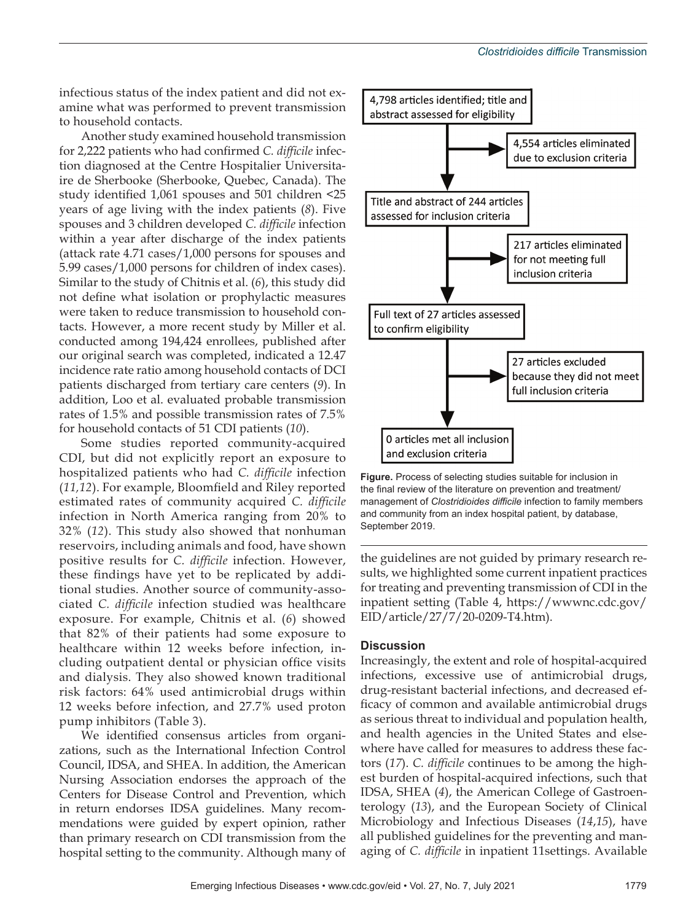infectious status of the index patient and did not examine what was performed to prevent transmission to household contacts.

Another study examined household transmission for 2,222 patients who had confirmed *C. difficile* infection diagnosed at the Centre Hospitalier Universitaire de Sherbooke (Sherbooke, Quebec, Canada). The study identified 1,061 spouses and 501 children <25 years of age living with the index patients (*8*). Five spouses and 3 children developed *C. difficile* infection within a year after discharge of the index patients (attack rate 4.71 cases/1,000 persons for spouses and 5.99 cases/1,000 persons for children of index cases). Similar to the study of Chitnis et al. (*6*), this study did not define what isolation or prophylactic measures were taken to reduce transmission to household contacts. However, a more recent study by Miller et al. conducted among 194,424 enrollees, published after our original search was completed, indicated a 12.47 incidence rate ratio among household contacts of DCI patients discharged from tertiary care centers (*9*). In addition, Loo et al. evaluated probable transmission rates of 1.5% and possible transmission rates of 7.5% for household contacts of 51 CDI patients (*10*).

Some studies reported community-acquired CDI, but did not explicitly report an exposure to hospitalized patients who had *C. difficile* infection (*11,12*). For example, Bloomfield and Riley reported estimated rates of community acquired *C. difficile* infection in North America ranging from 20% to 32% (*12*). This study also showed that nonhuman reservoirs, including animals and food, have shown positive results for *C. difficile* infection. However, these findings have yet to be replicated by additional studies. Another source of community-associated *C. difficile* infection studied was healthcare exposure. For example, Chitnis et al. (*6*) showed that 82% of their patients had some exposure to healthcare within 12 weeks before infection, including outpatient dental or physician office visits and dialysis. They also showed known traditional risk factors: 64% used antimicrobial drugs within 12 weeks before infection, and 27.7% used proton pump inhibitors (Table 3).

We identified consensus articles from organizations, such as the International Infection Control Council, IDSA, and SHEA. In addition, the American Nursing Association endorses the approach of the Centers for Disease Control and Prevention, which in return endorses IDSA guidelines. Many recommendations were guided by expert opinion, rather than primary research on CDI transmission from the hospital setting to the community. Although many of the guidelines are not guided by primary research results, we highlighted some current inpatient practices for treating and preventing transmission of CDI in the inpatient setting (Table 4, https://wwwnc.cdc.gov/EID/article/27/7/20-0209-T4.htm).

4,798 articles identified; title and abstract assessed for eligibility
→ 4,554 articles eliminated due to exclusion criteria

Title and abstract of 244 articles assessed for inclusion criteria
→ 217 articles eliminated for not meeting full inclusion criteria

Full text of 27 articles assessed to confirm eligibility
→ 27 articles excluded because they did not meet full inclusion criteria

0 articles met all inclusion and exclusion criteria

**Figure.** Process of selecting studies suitable for inclusion in the final review of the literature on prevention and treatment/management of *Clostridioides difficile* infection to family members and community from an index hospital patient, by database, September 2019.

## Discussion

Increasingly, the extent and role of hospital-acquired infections, excessive use of antimicrobial drugs, drug-resistant bacterial infections, and decreased efficacy of common and available antimicrobial drugs as serious threat to individual and population health, and health agencies in the United States and elsewhere have called for measures to address these factors (*17*). *C. difficile* continues to be among the highest burden of hospital-acquired infections, such that IDSA, SHEA (*4*), the American College of Gastroenterology (*13*), and the European Society of Clinical Microbiology and Infectious Diseases (*14*,*15*), have all published guidelines for the preventing and managing of *C. difficile* in inpatient 11settings. Available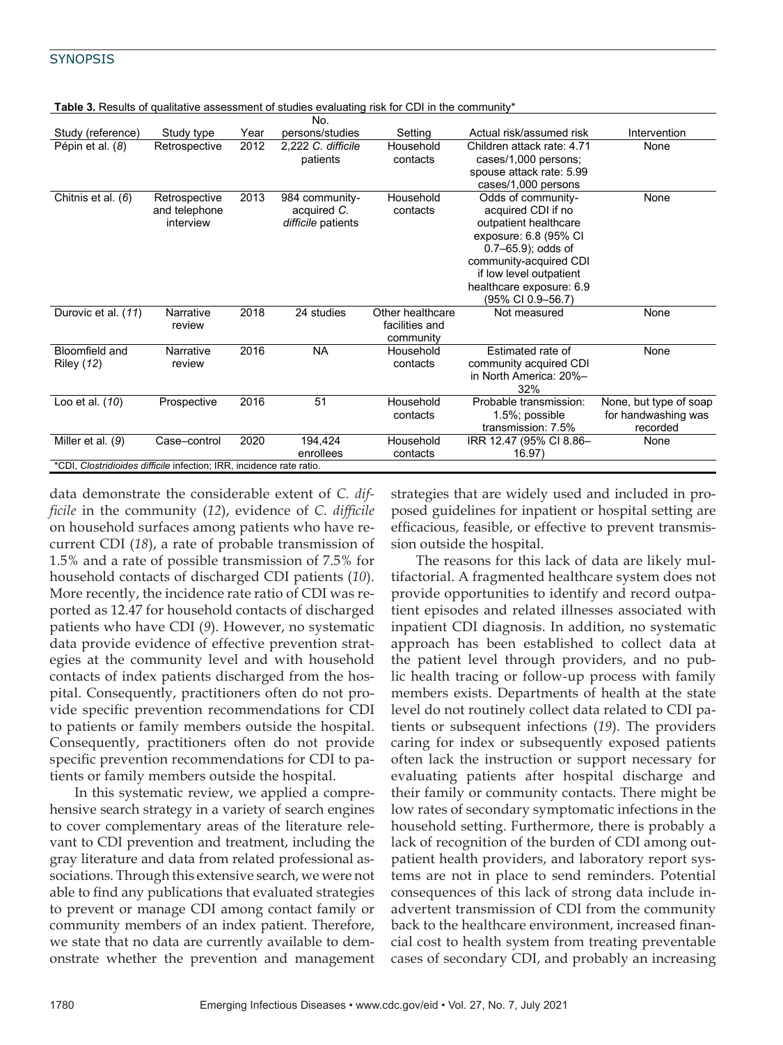**Table 3.** Results of qualitative assessment of studies evaluating risk for CDI in the community*

| Study (reference) | Study type | Year | No. persons/studies | Setting | Actual risk/assumed risk | Intervention |
|---|---|---|---|---|---|---|
| Pépin et al. (*8*) | Retrospective | 2012 | 2,222 *C. difficile* patients | Household contacts | Children attack rate: 4.71 cases/1,000 persons; spouse attack rate: 5.99 cases/1,000 persons | None |
| Chitnis et al. (*6*) | Retrospective and telephone interview | 2013 | 984 community-acquired *C. difficile* patients | Household contacts | Odds of community-acquired CDI if no outpatient healthcare exposure: 6.8 (95% CI 0.7–65.9); odds of community-acquired CDI if low level outpatient healthcare exposure: 6.9 (95% CI 0.9–56.7) | None |
| Durovic et al. (*11*) | Narrative review | 2018 | 24 studies | Other healthcare facilities and community | Not measured | None |
| Bloomfield and Riley (*12*) | Narrative review | 2016 | NA | Household contacts | Estimated rate of community acquired CDI in North America: 20%–32% | None |
| Loo et al. (*10*) | Prospective | 2016 | 51 | Household contacts | Probable transmission: 1.5%; possible transmission: 7.5% | None, but type of soap for handwashing was recorded |
| Miller et al. (*9*) | Case–control | 2020 | 194,424 enrollees | Household contacts | IRR 12.47 (95% CI 8.86–16.97) | None |

*CDI, *Clostridioides difficile* infection; IRR, incidence rate ratio.

data demonstrate the considerable extent of *C. difficile* in the community (*12*), evidence of *C. difficile* on household surfaces among patients who have recurrent CDI (*18*), a rate of probable transmission of 1.5% and a rate of possible transmission of 7.5% for household contacts of discharged CDI patients (*10*). More recently, the incidence rate ratio of CDI was reported as 12.47 for household contacts of discharged patients who have CDI (*9*). However, no systematic data provide evidence of effective prevention strategies at the community level and with household contacts of index patients discharged from the hospital. Consequently, practitioners often do not provide specific prevention recommendations for CDI to patients or family members outside the hospital. Consequently, practitioners often do not provide specific prevention recommendations for CDI to patients or family members outside the hospital.

In this systematic review, we applied a comprehensive search strategy in a variety of search engines to cover complementary areas of the literature relevant to CDI prevention and treatment, including the gray literature and data from related professional associations. Through this extensive search, we were not able to find any publications that evaluated strategies to prevent or manage CDI among contact family or community members of an index patient. Therefore, we state that no data are currently available to demonstrate whether the prevention and management strategies that are widely used and included in proposed guidelines for inpatient or hospital setting are efficacious, feasible, or effective to prevent transmission outside the hospital.

The reasons for this lack of data are likely multifactorial. A fragmented healthcare system does not provide opportunities to identify and record outpatient episodes and related illnesses associated with inpatient CDI diagnosis. In addition, no systematic approach has been established to collect data at the patient level through providers, and no public health tracing or follow-up process with family members exists. Departments of health at the state level do not routinely collect data related to CDI patients or subsequent infections (*19*). The providers caring for index or subsequently exposed patients often lack the instruction or support necessary for evaluating patients after hospital discharge and their family or community contacts. There might be low rates of secondary symptomatic infections in the household setting. Furthermore, there is probably a lack of recognition of the burden of CDI among outpatient health providers, and laboratory report systems are not in place to send reminders. Potential consequences of this lack of strong data include inadvertent transmission of CDI from the community back to the healthcare environment, increased financial cost to health system from treating preventable cases of secondary CDI, and probably an increasing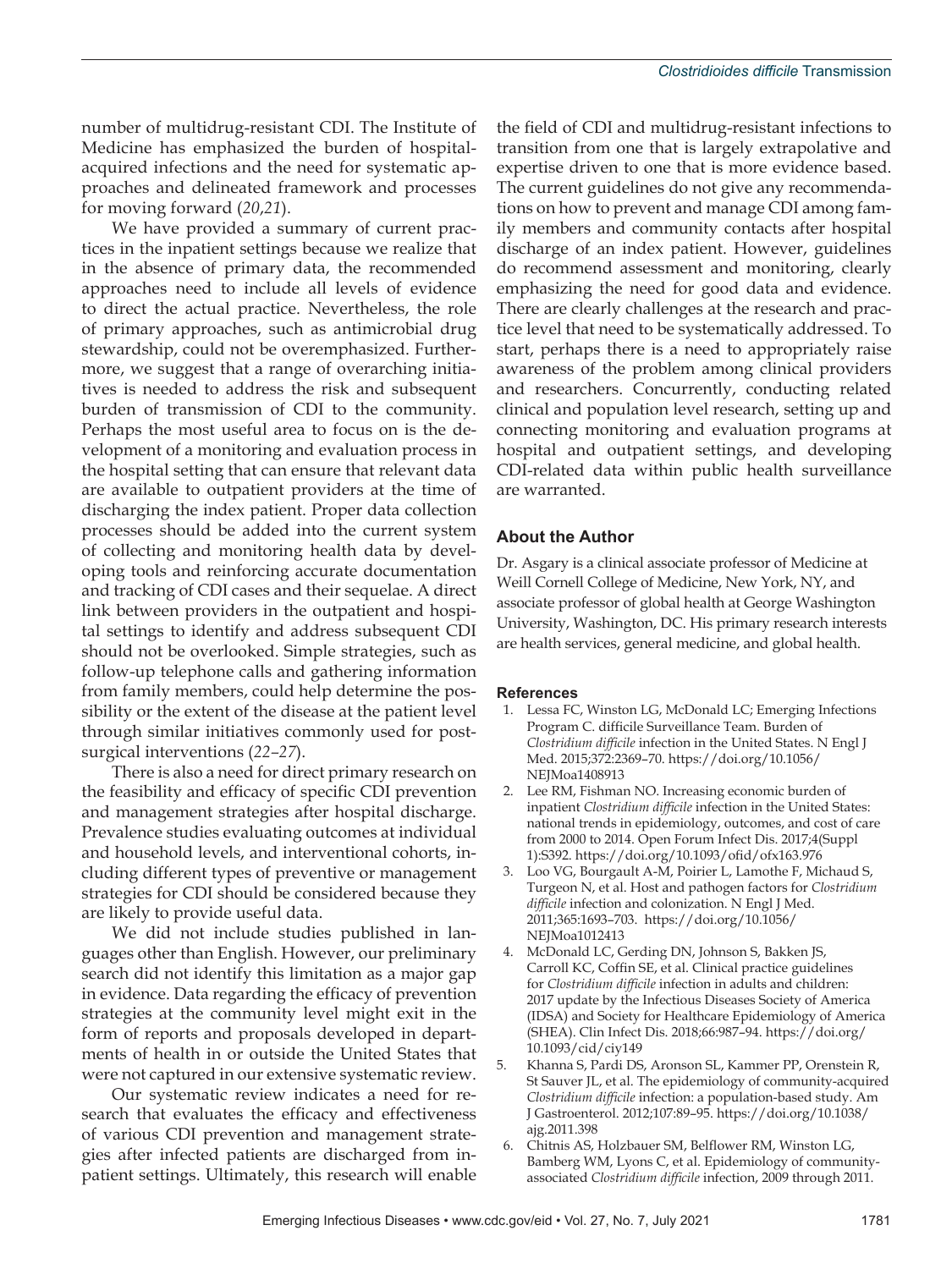number of multidrug-resistant CDI. The Institute of Medicine has emphasized the burden of hospital-acquired infections and the need for systematic approaches and delineated framework and processes for moving forward (*20*,*21*).

We have provided a summary of current practices in the inpatient settings because we realize that in the absence of primary data, the recommended approaches need to include all levels of evidence to direct the actual practice. Nevertheless, the role of primary approaches, such as antimicrobial drug stewardship, could not be overemphasized. Furthermore, we suggest that a range of overarching initiatives is needed to address the risk and subsequent burden of transmission of CDI to the community. Perhaps the most useful area to focus on is the development of a monitoring and evaluation process in the hospital setting that can ensure that relevant data are available to outpatient providers at the time of discharging the index patient. Proper data collection processes should be added into the current system of collecting and monitoring health data by developing tools and reinforcing accurate documentation and tracking of CDI cases and their sequelae. A direct link between providers in the outpatient and hospital settings to identify and address subsequent CDI should not be overlooked. Simple strategies, such as follow-up telephone calls and gathering information from family members, could help determine the possibility or the extent of the disease at the patient level through similar initiatives commonly used for postsurgical interventions (*22*–*27*).

There is also a need for direct primary research on the feasibility and efficacy of specific CDI prevention and management strategies after hospital discharge. Prevalence studies evaluating outcomes at individual and household levels, and interventional cohorts, including different types of preventive or management strategies for CDI should be considered because they are likely to provide useful data.

We did not include studies published in languages other than English. However, our preliminary search did not identify this limitation as a major gap in evidence. Data regarding the efficacy of prevention strategies at the community level might exit in the form of reports and proposals developed in departments of health in or outside the United States that were not captured in our extensive systematic review.

Our systematic review indicates a need for research that evaluates the efficacy and effectiveness of various CDI prevention and management strategies after infected patients are discharged from inpatient settings. Ultimately, this research will enable the field of CDI and multidrug-resistant infections to transition from one that is largely extrapolative and expertise driven to one that is more evidence based. The current guidelines do not give any recommendations on how to prevent and manage CDI among family members and community contacts after hospital discharge of an index patient. However, guidelines do recommend assessment and monitoring, clearly emphasizing the need for good data and evidence. There are clearly challenges at the research and practice level that need to be systematically addressed. To start, perhaps there is a need to appropriately raise awareness of the problem among clinical providers and researchers. Concurrently, conducting related clinical and population level research, setting up and connecting monitoring and evaluation programs at hospital and outpatient settings, and developing CDI-related data within public health surveillance are warranted.

## About the Author

Dr. Asgary is a clinical associate professor of Medicine at Weill Cornell College of Medicine, New York, NY, and associate professor of global health at George Washington University, Washington, DC. His primary research interests are health services, general medicine, and global health.

## References

1. Lessa FC, Winston LG, McDonald LC; Emerging Infections Program C. difficile Surveillance Team. Burden of *Clostridium difficile* infection in the United States. N Engl J Med. 2015;372:2369–70. https://doi.org/10.1056/NEJMoa1408913
2. Lee RM, Fishman NO. Increasing economic burden of inpatient *Clostridium difficile* infection in the United States: national trends in epidemiology, outcomes, and cost of care from 2000 to 2014. Open Forum Infect Dis. 2017;4(Suppl 1):S392. https://doi.org/10.1093/ofid/ofx163.976
3. Loo VG, Bourgault A-M, Poirier L, Lamothe F, Michaud S, Turgeon N, et al. Host and pathogen factors for *Clostridium difficile* infection and colonization. N Engl J Med. 2011;365:1693–703. https://doi.org/10.1056/NEJMoa1012413
4. McDonald LC, Gerding DN, Johnson S, Bakken JS, Carroll KC, Coffin SE, et al. Clinical practice guidelines for *Clostridium difficile* infection in adults and children: 2017 update by the Infectious Diseases Society of America (IDSA) and Society for Healthcare Epidemiology of America (SHEA). Clin Infect Dis. 2018;66:987–94. https://doi.org/10.1093/cid/ciy149
5. Khanna S, Pardi DS, Aronson SL, Kammer PP, Orenstein R, St Sauver JL, et al. The epidemiology of community-acquired *Clostridium difficile* infection: a population-based study. Am J Gastroenterol. 2012;107:89–95. https://doi.org/10.1038/ajg.2011.398
6. Chitnis AS, Holzbauer SM, Belflower RM, Winston LG, Bamberg WM, Lyons C, et al. Epidemiology of community-associated *Clostridium difficile* infection, 2009 through 2011.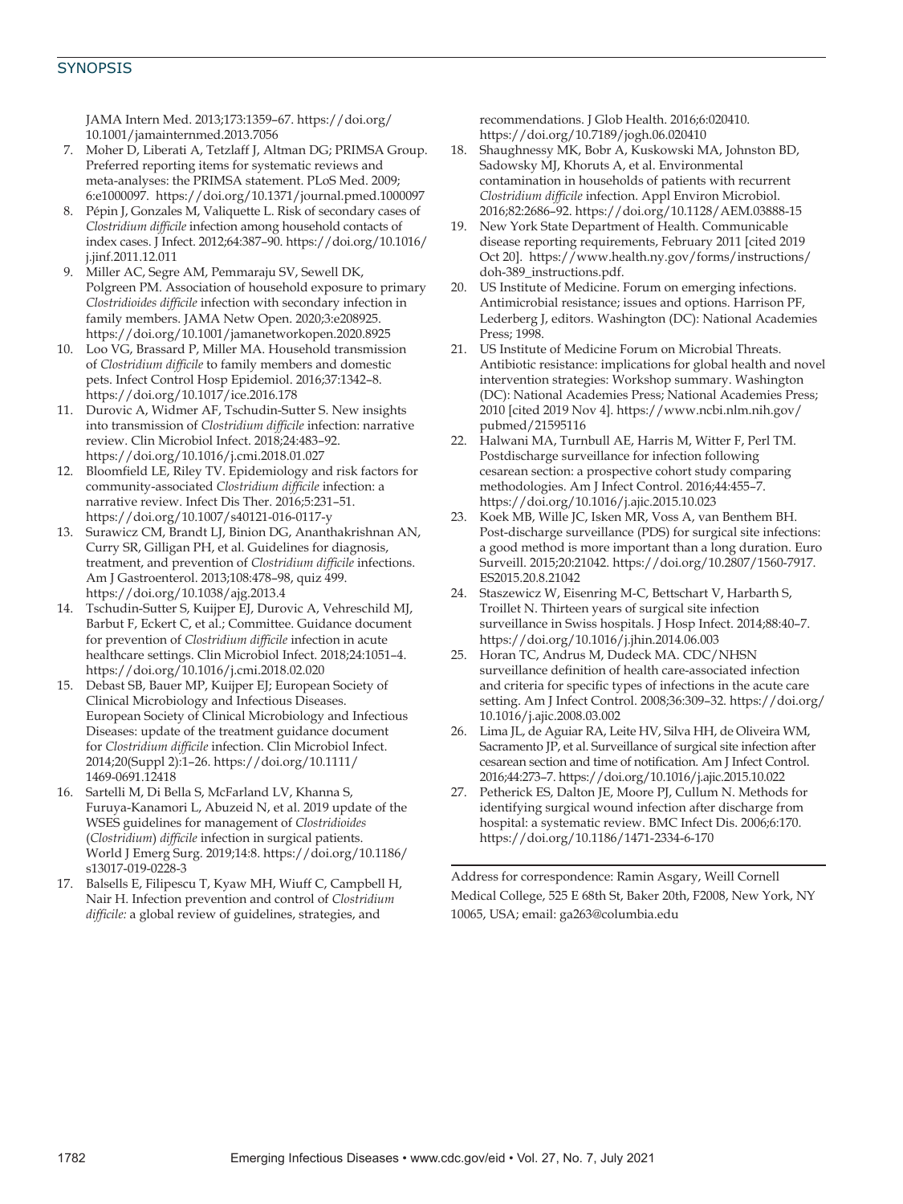JAMA Intern Med. 2013;173:1359–67. https://doi.org/10.1001/jamainternmed.2013.7056

7. Moher D, Liberati A, Tetzlaff J, Altman DG; PRIMSA Group. Preferred reporting items for systematic reviews and meta-analyses: the PRIMSA statement. PLoS Med. 2009; 6:e1000097. https://doi.org/10.1371/journal.pmed.1000097
8. Pépin J, Gonzales M, Valiquette L. Risk of secondary cases of *Clostridium difficile* infection among household contacts of index cases. J Infect. 2012;64:387–90. https://doi.org/10.1016/j.jinf.2011.12.011
9. Miller AC, Segre AM, Pemmaraju SV, Sewell DK, Polgreen PM. Association of household exposure to primary *Clostridioides difficile* infection with secondary infection in family members. JAMA Netw Open. 2020;3:e208925. https://doi.org/10.1001/jamanetworkopen.2020.8925
10. Loo VG, Brassard P, Miller MA. Household transmission of *Clostridium difficile* to family members and domestic pets. Infect Control Hosp Epidemiol. 2016;37:1342–8. https://doi.org/10.1017/ice.2016.178
11. Durovic A, Widmer AF, Tschudin-Sutter S. New insights into transmission of *Clostridium difficile* infection: narrative review. Clin Microbiol Infect. 2018;24:483–92. https://doi.org/10.1016/j.cmi.2018.01.027
12. Bloomfield LE, Riley TV. Epidemiology and risk factors for community-associated *Clostridium difficile* infection: a narrative review. Infect Dis Ther. 2016;5:231–51. https://doi.org/10.1007/s40121-016-0117-y
13. Surawicz CM, Brandt LJ, Binion DG, Ananthakrishnan AN, Curry SR, Gilligan PH, et al. Guidelines for diagnosis, treatment, and prevention of *Clostridium difficile* infections. Am J Gastroenterol. 2013;108:478–98, quiz 499. https://doi.org/10.1038/ajg.2013.4
14. Tschudin-Sutter S, Kuijper EJ, Durovic A, Vehreschild MJ, Barbut F, Eckert C, et al.; Committee. Guidance document for prevention of *Clostridium difficile* infection in acute healthcare settings. Clin Microbiol Infect. 2018;24:1051–4. https://doi.org/10.1016/j.cmi.2018.02.020
15. Debast SB, Bauer MP, Kuijper EJ; European Society of Clinical Microbiology and Infectious Diseases. European Society of Clinical Microbiology and Infectious Diseases: update of the treatment guidance document for *Clostridium difficile* infection. Clin Microbiol Infect. 2014;20(Suppl 2):1–26. https://doi.org/10.1111/1469-0691.12418
16. Sartelli M, Di Bella S, McFarland LV, Khanna S, Furuya-Kanamori L, Abuzeid N, et al. 2019 update of the WSES guidelines for management of *Clostridioides* (*Clostridium*) *difficile* infection in surgical patients. World J Emerg Surg. 2019;14:8. https://doi.org/10.1186/s13017-019-0228-3
17. Balsells E, Filipescu T, Kyaw MH, Wiuff C, Campbell H, Nair H. Infection prevention and control of *Clostridium difficile:* a global review of guidelines, strategies, and recommendations. J Glob Health. 2016;6:020410. https://doi.org/10.7189/jogh.06.020410
18. Shaughnessy MK, Bobr A, Kuskowski MA, Johnston BD, Sadowsky MJ, Khoruts A, et al. Environmental contamination in households of patients with recurrent *Clostridium difficile* infection. Appl Environ Microbiol. 2016;82:2686–92. https://doi.org/10.1128/AEM.03888-15
19. New York State Department of Health. Communicable disease reporting requirements, February 2011 [cited 2019 Oct 20]. https://www.health.ny.gov/forms/instructions/doh-389_instructions.pdf.
20. US Institute of Medicine. Forum on emerging infections. Antimicrobial resistance; issues and options. Harrison PF, Lederberg J, editors. Washington (DC): National Academies Press; 1998.
21. US Institute of Medicine Forum on Microbial Threats. Antibiotic resistance: implications for global health and novel intervention strategies: Workshop summary. Washington (DC): National Academies Press; National Academies Press; 2010 [cited 2019 Nov 4]. https://www.ncbi.nlm.nih.gov/pubmed/21595116
22. Halwani MA, Turnbull AE, Harris M, Witter F, Perl TM. Postdischarge surveillance for infection following cesarean section: a prospective cohort study comparing methodologies. Am J Infect Control. 2016;44:455–7. https://doi.org/10.1016/j.ajic.2015.10.023
23. Koek MB, Wille JC, Isken MR, Voss A, van Benthem BH. Post-discharge surveillance (PDS) for surgical site infections: a good method is more important than a long duration. Euro Surveill. 2015;20:21042. https://doi.org/10.2807/1560-7917.ES2015.20.8.21042
24. Staszewicz W, Eisenring M-C, Bettschart V, Harbarth S, Troillet N. Thirteen years of surgical site infection surveillance in Swiss hospitals. J Hosp Infect. 2014;88:40–7. https://doi.org/10.1016/j.jhin.2014.06.003
25. Horan TC, Andrus M, Dudeck MA. CDC/NHSN surveillance definition of health care-associated infection and criteria for specific types of infections in the acute care setting. Am J Infect Control. 2008;36:309–32. https://doi.org/10.1016/j.ajic.2008.03.002
26. Lima JL, de Aguiar RA, Leite HV, Silva HH, de Oliveira WM, Sacramento JP, et al. Surveillance of surgical site infection after cesarean section and time of notification. Am J Infect Control. 2016;44:273–7. https://doi.org/10.1016/j.ajic.2015.10.022
27. Petherick ES, Dalton JE, Moore PJ, Cullum N. Methods for identifying surgical wound infection after discharge from hospital: a systematic review. BMC Infect Dis. 2006;6:170. https://doi.org/10.1186/1471-2334-6-170

Address for correspondence: Ramin Asgary, Weill Cornell Medical College, 525 E 68th St, Baker 20th, F2008, New York, NY 10065, USA; email: ga263@columbia.edu